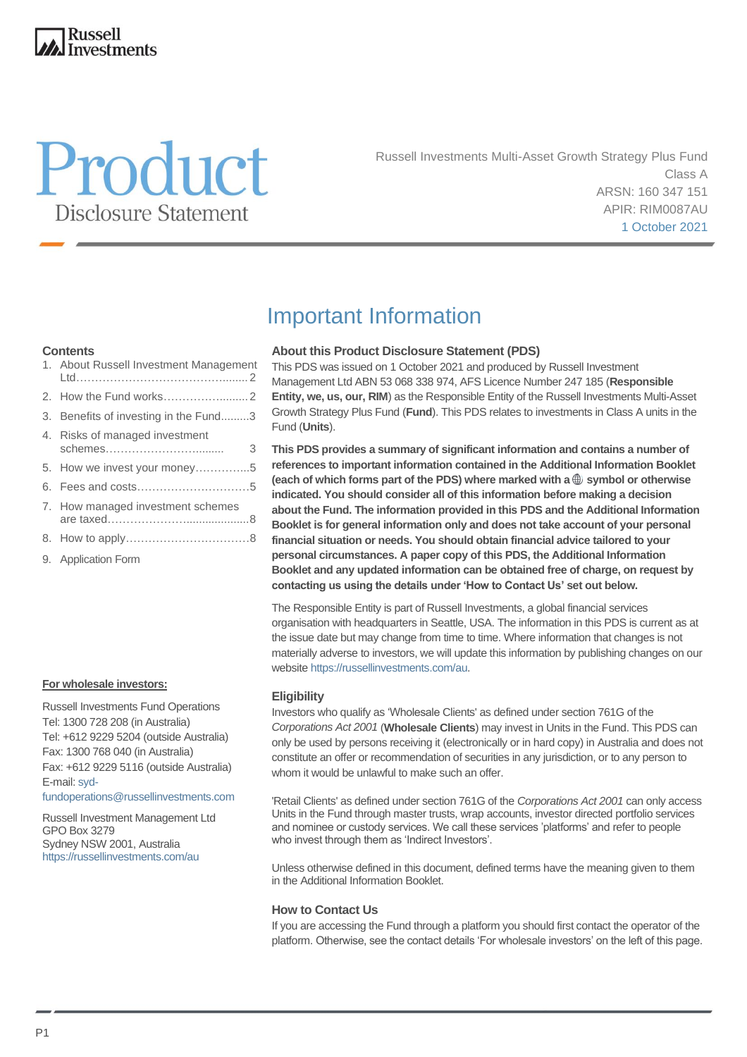# Product Disclosure Statement

Russell Investments Multi-Asset Growth Strategy Plus Fund
Class A
ARSN: 160 347 151
APIR: RIM0087AU
1 October 2021

## Contents

1. About Russell Investment Management Ltd........2
2. How the Fund works........2
3. Benefits of investing in the Fund........3
4. Risks of managed investment schemes........3
5. How we invest your money........5
6. Fees and costs........5
7. How managed investment schemes are taxed........8
8. How to apply........8
9. Application Form

**For wholesale investors:**

Russell Investments Fund Operations
Tel: 1300 728 208 (in Australia)
Tel: +612 9229 5204 (outside Australia)
Fax: 1300 768 040 (in Australia)
Fax: +612 9229 5116 (outside Australia)
E-mail: syd-fundoperations@russellinvestments.com

Russell Investment Management Ltd
GPO Box 3279
Sydney NSW 2001, Australia
https://russellinvestments.com/au

# Important Information

### About this Product Disclosure Statement (PDS)

This PDS was issued on 1 October 2021 and produced by Russell Investment Management Ltd ABN 53 068 338 974, AFS Licence Number 247 185 (**Responsible Entity, we, us, our, RIM**) as the Responsible Entity of the Russell Investments Multi-Asset Growth Strategy Plus Fund (**Fund**). This PDS relates to investments in Class A units in the Fund (**Units**).

**This PDS provides a summary of significant information and contains a number of references to important information contained in the Additional Information Booklet (each of which forms part of the PDS) where marked with a 🌐 symbol or otherwise indicated. You should consider all of this information before making a decision about the Fund. The information provided in this PDS and the Additional Information Booklet is for general information only and does not take account of your personal financial situation or needs. You should obtain financial advice tailored to your personal circumstances. A paper copy of this PDS, the Additional Information Booklet and any updated information can be obtained free of charge, on request by contacting us using the details under 'How to Contact Us' set out below.**

The Responsible Entity is part of Russell Investments, a global financial services organisation with headquarters in Seattle, USA. The information in this PDS is current as at the issue date but may change from time to time. Where information that changes is not materially adverse to investors, we will update this information by publishing changes on our website https://russellinvestments.com/au.

### Eligibility

Investors who qualify as 'Wholesale Clients' as defined under section 761G of the *Corporations Act 2001* (**Wholesale Clients**) may invest in Units in the Fund. This PDS can only be used by persons receiving it (electronically or in hard copy) in Australia and does not constitute an offer or recommendation of securities in any jurisdiction, or to any person to whom it would be unlawful to make such an offer.

'Retail Clients' as defined under section 761G of the *Corporations Act 2001* can only access Units in the Fund through master trusts, wrap accounts, investor directed portfolio services and nominee or custody services. We call these services 'platforms' and refer to people who invest through them as 'Indirect Investors'.

Unless otherwise defined in this document, defined terms have the meaning given to them in the Additional Information Booklet.

### How to Contact Us

If you are accessing the Fund through a platform you should first contact the operator of the platform. Otherwise, see the contact details 'For wholesale investors' on the left of this page.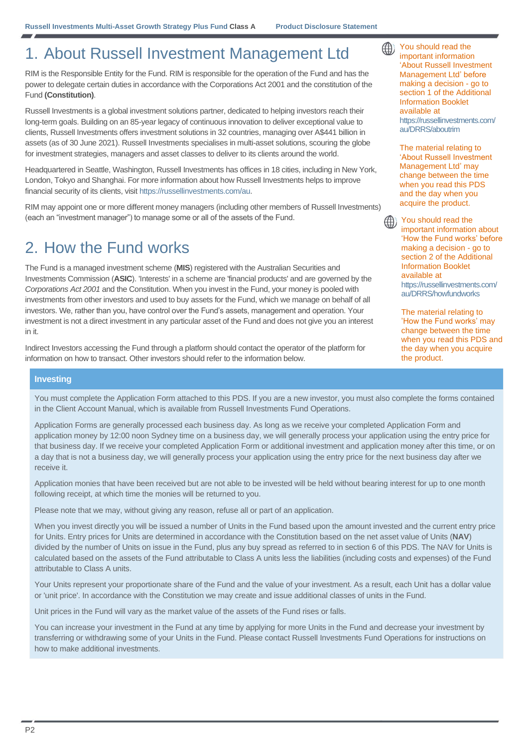# 1. About Russell Investment Management Ltd

RIM is the Responsible Entity for the Fund. RIM is responsible for the operation of the Fund and has the power to delegate certain duties in accordance with the Corporations Act 2001 and the constitution of the Fund **(Constitution)**.

Russell Investments is a global investment solutions partner, dedicated to helping investors reach their long-term goals. Building on an 85-year legacy of continuous innovation to deliver exceptional value to clients, Russell Investments offers investment solutions in 32 countries, managing over A$441 billion in assets (as of 30 June 2021). Russell Investments specialises in multi-asset solutions, scouring the globe for investment strategies, managers and asset classes to deliver to its clients around the world.

Headquartered in Seattle, Washington, Russell Investments has offices in 18 cities, including in New York, London, Tokyo and Shanghai. For more information about how Russell Investments helps to improve financial security of its clients, visit https://russellinvestments.com/au.

RIM may appoint one or more different money managers (including other members of Russell Investments) (each an "investment manager") to manage some or all of the assets of the Fund.

You should read the important information 'About Russell Investment Management Ltd' before making a decision - go to section 1 of the Additional Information Booklet available at https://russellinvestments.com/au/DRRS/aboutrim

The material relating to 'About Russell Investment Management Ltd' may change between the time when you read this PDS and the day when you acquire the product.

# 2. How the Fund works

The Fund is a managed investment scheme (**MIS**) registered with the Australian Securities and Investments Commission (**ASIC**). 'Interests' in a scheme are 'financial products' and are governed by the *Corporations Act 2001* and the Constitution. When you invest in the Fund, your money is pooled with investments from other investors and used to buy assets for the Fund, which we manage on behalf of all investors. We, rather than you, have control over the Fund's assets, management and operation. Your investment is not a direct investment in any particular asset of the Fund and does not give you an interest in it.

Indirect Investors accessing the Fund through a platform should contact the operator of the platform for information on how to transact. Other investors should refer to the information below.

You should read the important information about 'How the Fund works' before making a decision - go to section 2 of the Additional Information Booklet available at https://russellinvestments.com/au/DRRS/howfundworks

The material relating to 'How the Fund works' may change between the time when you read this PDS and the day when you acquire the product.

## Investing

You must complete the Application Form attached to this PDS. If you are a new investor, you must also complete the forms contained in the Client Account Manual, which is available from Russell Investments Fund Operations.

Application Forms are generally processed each business day. As long as we receive your completed Application Form and application money by 12:00 noon Sydney time on a business day, we will generally process your application using the entry price for that business day. If we receive your completed Application Form or additional investment and application money after this time, or on a day that is not a business day, we will generally process your application using the entry price for the next business day after we receive it.

Application monies that have been received but are not able to be invested will be held without bearing interest for up to one month following receipt, at which time the monies will be returned to you.

Please note that we may, without giving any reason, refuse all or part of an application.

When you invest directly you will be issued a number of Units in the Fund based upon the amount invested and the current entry price for Units. Entry prices for Units are determined in accordance with the Constitution based on the net asset value of Units (**NAV**) divided by the number of Units on issue in the Fund, plus any buy spread as referred to in section 6 of this PDS. The NAV for Units is calculated based on the assets of the Fund attributable to Class A units less the liabilities (including costs and expenses) of the Fund attributable to Class A units.

Your Units represent your proportionate share of the Fund and the value of your investment. As a result, each Unit has a dollar value or 'unit price'. In accordance with the Constitution we may create and issue additional classes of units in the Fund.

Unit prices in the Fund will vary as the market value of the assets of the Fund rises or falls.

You can increase your investment in the Fund at any time by applying for more Units in the Fund and decrease your investment by transferring or withdrawing some of your Units in the Fund. Please contact Russell Investments Fund Operations for instructions on how to make additional investments.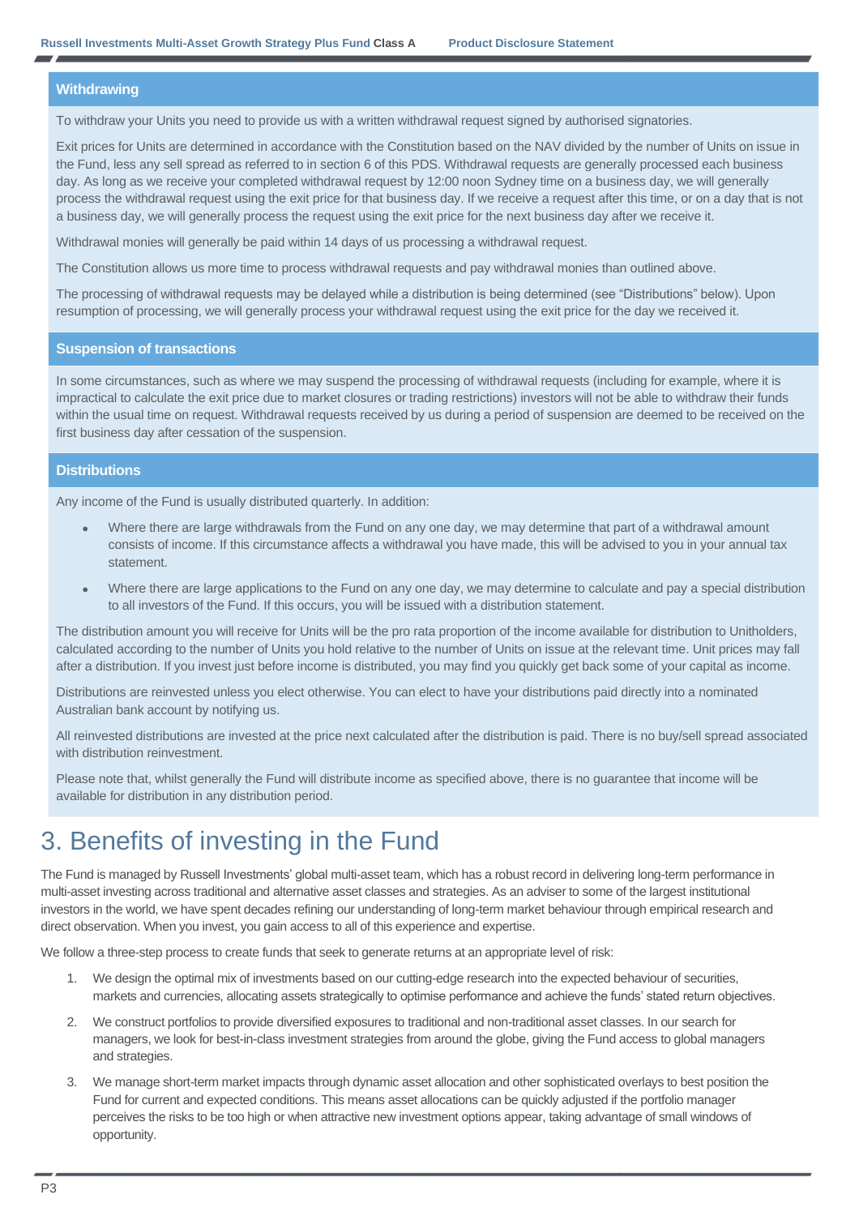### Withdrawing

To withdraw your Units you need to provide us with a written withdrawal request signed by authorised signatories.

Exit prices for Units are determined in accordance with the Constitution based on the NAV divided by the number of Units on issue in the Fund, less any sell spread as referred to in section 6 of this PDS. Withdrawal requests are generally processed each business day. As long as we receive your completed withdrawal request by 12:00 noon Sydney time on a business day, we will generally process the withdrawal request using the exit price for that business day. If we receive a request after this time, or on a day that is not a business day, we will generally process the request using the exit price for the next business day after we receive it.

Withdrawal monies will generally be paid within 14 days of us processing a withdrawal request.

The Constitution allows us more time to process withdrawal requests and pay withdrawal monies than outlined above.

The processing of withdrawal requests may be delayed while a distribution is being determined (see "Distributions" below). Upon resumption of processing, we will generally process your withdrawal request using the exit price for the day we received it.

### Suspension of transactions

In some circumstances, such as where we may suspend the processing of withdrawal requests (including for example, where it is impractical to calculate the exit price due to market closures or trading restrictions) investors will not be able to withdraw their funds within the usual time on request. Withdrawal requests received by us during a period of suspension are deemed to be received on the first business day after cessation of the suspension.

### Distributions

Any income of the Fund is usually distributed quarterly. In addition:

- Where there are large withdrawals from the Fund on any one day, we may determine that part of a withdrawal amount consists of income. If this circumstance affects a withdrawal you have made, this will be advised to you in your annual tax statement.
- Where there are large applications to the Fund on any one day, we may determine to calculate and pay a special distribution to all investors of the Fund. If this occurs, you will be issued with a distribution statement.

The distribution amount you will receive for Units will be the pro rata proportion of the income available for distribution to Unitholders, calculated according to the number of Units you hold relative to the number of Units on issue at the relevant time. Unit prices may fall after a distribution. If you invest just before income is distributed, you may find you quickly get back some of your capital as income.

Distributions are reinvested unless you elect otherwise. You can elect to have your distributions paid directly into a nominated Australian bank account by notifying us.

All reinvested distributions are invested at the price next calculated after the distribution is paid. There is no buy/sell spread associated with distribution reinvestment.

Please note that, whilst generally the Fund will distribute income as specified above, there is no guarantee that income will be available for distribution in any distribution period.

# 3. Benefits of investing in the Fund

The Fund is managed by Russell Investments' global multi-asset team, which has a robust record in delivering long-term performance in multi-asset investing across traditional and alternative asset classes and strategies. As an adviser to some of the largest institutional investors in the world, we have spent decades refining our understanding of long-term market behaviour through empirical research and direct observation. When you invest, you gain access to all of this experience and expertise.

We follow a three-step process to create funds that seek to generate returns at an appropriate level of risk:

1. We design the optimal mix of investments based on our cutting-edge research into the expected behaviour of securities, markets and currencies, allocating assets strategically to optimise performance and achieve the funds' stated return objectives.
2. We construct portfolios to provide diversified exposures to traditional and non-traditional asset classes. In our search for managers, we look for best-in-class investment strategies from around the globe, giving the Fund access to global managers and strategies.
3. We manage short-term market impacts through dynamic asset allocation and other sophisticated overlays to best position the Fund for current and expected conditions. This means asset allocations can be quickly adjusted if the portfolio manager perceives the risks to be too high or when attractive new investment options appear, taking advantage of small windows of opportunity.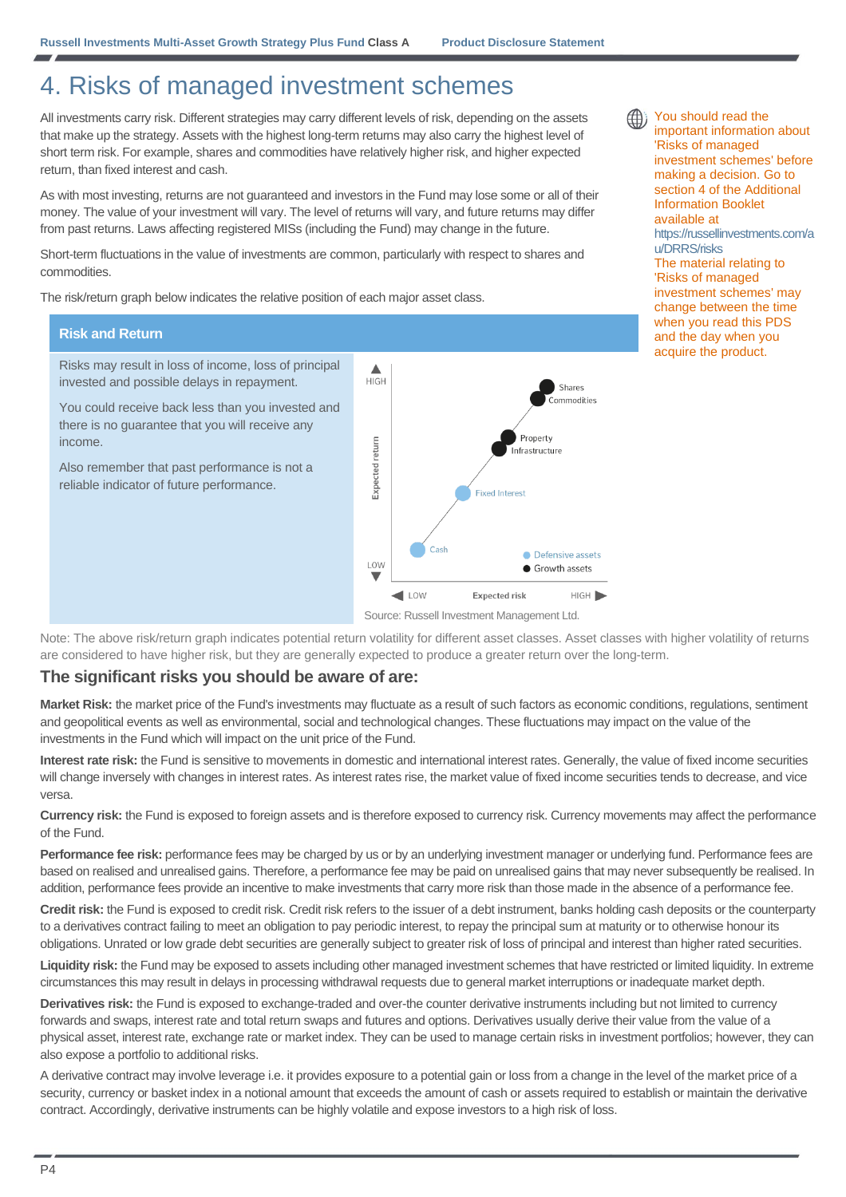# 4. Risks of managed investment schemes

All investments carry risk. Different strategies may carry different levels of risk, depending on the assets that make up the strategy. Assets with the highest long-term returns may also carry the highest level of short term risk. For example, shares and commodities have relatively higher risk, and higher expected return, than fixed interest and cash.

As with most investing, returns are not guaranteed and investors in the Fund may lose some or all of their money. The value of your investment will vary. The level of returns will vary, and future returns may differ from past returns. Laws affecting registered MISs (including the Fund) may change in the future.

Short-term fluctuations in the value of investments are common, particularly with respect to shares and commodities.

The risk/return graph below indicates the relative position of each major asset class.

You should read the important information about 'Risks of managed investment schemes' before making a decision. Go to section 4 of the Additional Information Booklet available at https://russellinvestments.com/au/DRRS/risks The material relating to 'Risks of managed investment schemes' may change between the time when you read this PDS and the day when you acquire the product.

## Risk and Return

Risks may result in loss of income, loss of principal invested and possible delays in repayment.

You could receive back less than you invested and there is no guarantee that you will receive any income.

Also remember that past performance is not a reliable indicator of future performance.

Source: Russell Investment Management Ltd.

Note: The above risk/return graph indicates potential return volatility for different asset classes. Asset classes with higher volatility of returns are considered to have higher risk, but they are generally expected to produce a greater return over the long-term.

## The significant risks you should be aware of are:

**Market Risk:** the market price of the Fund's investments may fluctuate as a result of such factors as economic conditions, regulations, sentiment and geopolitical events as well as environmental, social and technological changes. These fluctuations may impact on the value of the investments in the Fund which will impact on the unit price of the Fund.

**Interest rate risk:** the Fund is sensitive to movements in domestic and international interest rates. Generally, the value of fixed income securities will change inversely with changes in interest rates. As interest rates rise, the market value of fixed income securities tends to decrease, and vice versa.

**Currency risk:** the Fund is exposed to foreign assets and is therefore exposed to currency risk. Currency movements may affect the performance of the Fund.

**Performance fee risk:** performance fees may be charged by us or by an underlying investment manager or underlying fund. Performance fees are based on realised and unrealised gains. Therefore, a performance fee may be paid on unrealised gains that may never subsequently be realised. In addition, performance fees provide an incentive to make investments that carry more risk than those made in the absence of a performance fee.

**Credit risk:** the Fund is exposed to credit risk. Credit risk refers to the issuer of a debt instrument, banks holding cash deposits or the counterparty to a derivatives contract failing to meet an obligation to pay periodic interest, to repay the principal sum at maturity or to otherwise honour its obligations. Unrated or low grade debt securities are generally subject to greater risk of loss of principal and interest than higher rated securities.

**Liquidity risk:** the Fund may be exposed to assets including other managed investment schemes that have restricted or limited liquidity. In extreme circumstances this may result in delays in processing withdrawal requests due to general market interruptions or inadequate market depth.

**Derivatives risk:** the Fund is exposed to exchange-traded and over-the counter derivative instruments including but not limited to currency forwards and swaps, interest rate and total return swaps and futures and options. Derivatives usually derive their value from the value of a physical asset, interest rate, exchange rate or market index. They can be used to manage certain risks in investment portfolios; however, they can also expose a portfolio to additional risks.

A derivative contract may involve leverage i.e. it provides exposure to a potential gain or loss from a change in the level of the market price of a security, currency or basket index in a notional amount that exceeds the amount of cash or assets required to establish or maintain the derivative contract. Accordingly, derivative instruments can be highly volatile and expose investors to a high risk of loss.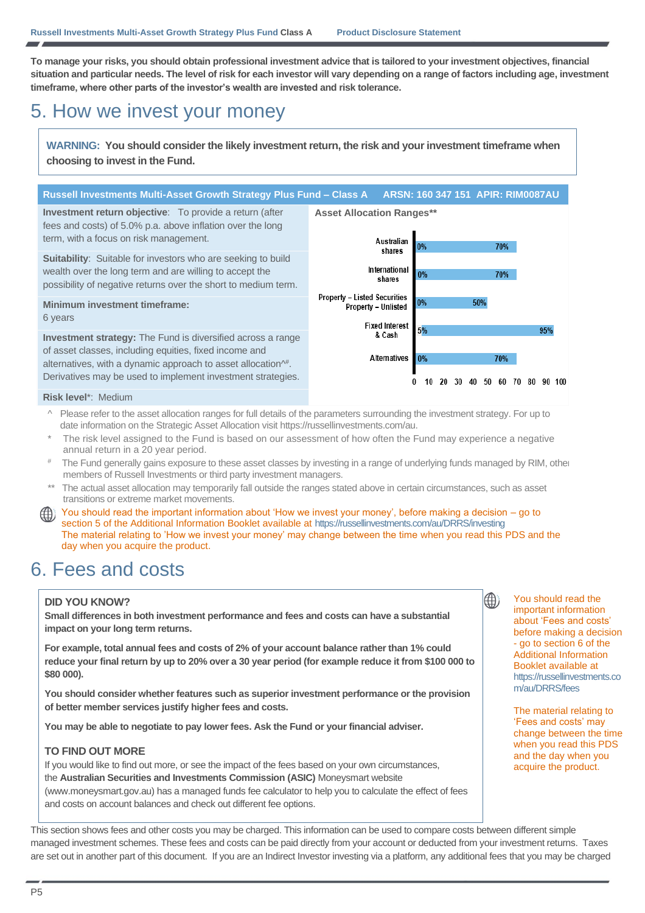**To manage your risks, you should obtain professional investment advice that is tailored to your investment objectives, financial situation and particular needs. The level of risk for each investor will vary depending on a range of factors including age, investment timeframe, where other parts of the investor's wealth are invested and risk tolerance.**

# 5. How we invest your money

> **WARNING: You should consider the likely investment return, the risk and your investment timeframe when choosing to invest in the Fund.**

**Russell Investments Multi-Asset Growth Strategy Plus Fund – Class A ARSN: 160 347 151 APIR: RIM0087AU**

**Investment return objective**: To provide a return (after fees and costs) of 5.0% p.a. above inflation over the long term, with a focus on risk management.

**Suitability**: Suitable for investors who are seeking to build wealth over the long term and are willing to accept the possibility of negative returns over the short to medium term.

**Minimum investment timeframe:**
6 years

**Investment strategy:** The Fund is diversified across a range of asset classes, including equities, fixed income and alternatives, with a dynamic approach to asset allocation^#. Derivatives may be used to implement investment strategies.

**Risk level***: Medium

**Asset Allocation Ranges****

| Asset class | Minimum | Maximum |
|---|---|---|
| Australian shares | 0% | 70% |
| International shares | 0% | 70% |
| Property – Listed Securities Property – Unlisted | 0% | 50% |
| Fixed Interest & Cash | 5% | 95% |
| Alternatives | 0% | 70% |

^ Please refer to the asset allocation ranges for full details of the parameters surrounding the investment strategy. For up to date information on the Strategic Asset Allocation visit https://russellinvestments.com/au.

\* The risk level assigned to the Fund is based on our assessment of how often the Fund may experience a negative annual return in a 20 year period.

\# The Fund generally gains exposure to these asset classes by investing in a range of underlying funds managed by RIM, other members of Russell Investments or third party investment managers.

** The actual asset allocation may temporarily fall outside the ranges stated above in certain circumstances, such as asset transitions or extreme market movements.

You should read the important information about 'How we invest your money', before making a decision – go to section 5 of the Additional Information Booklet available at https://russellinvestments.com/au/DRRS/investing
The material relating to 'How we invest your money' may change between the time when you read this PDS and the day when you acquire the product.

# 6. Fees and costs

**DID YOU KNOW?**

**Small differences in both investment performance and fees and costs can have a substantial impact on your long term returns.**

**For example, total annual fees and costs of 2% of your account balance rather than 1% could reduce your final return by up to 20% over a 30 year period (for example reduce it from $100 000 to $80 000).**

**You should consider whether features such as superior investment performance or the provision of better member services justify higher fees and costs.**

**You may be able to negotiate to pay lower fees. Ask the Fund or your financial adviser.**

**TO FIND OUT MORE**

If you would like to find out more, or see the impact of the fees based on your own circumstances, the **Australian Securities and Investments Commission (ASIC)** Moneysmart website (www.moneysmart.gov.au) has a managed funds fee calculator to help you to calculate the effect of fees and costs on account balances and check out different fee options.

You should read the important information about 'Fees and costs' before making a decision - go to section 6 of the Additional Information Booklet available at https://russellinvestments.com/au/DRRS/fees

The material relating to 'Fees and costs' may change between the time when you read this PDS and the day when you acquire the product.

This section shows fees and other costs you may be charged. This information can be used to compare costs between different simple managed investment schemes. These fees and costs can be paid directly from your account or deducted from your investment returns. Taxes are set out in another part of this document. If you are an Indirect Investor investing via a platform, any additional fees that you may be charged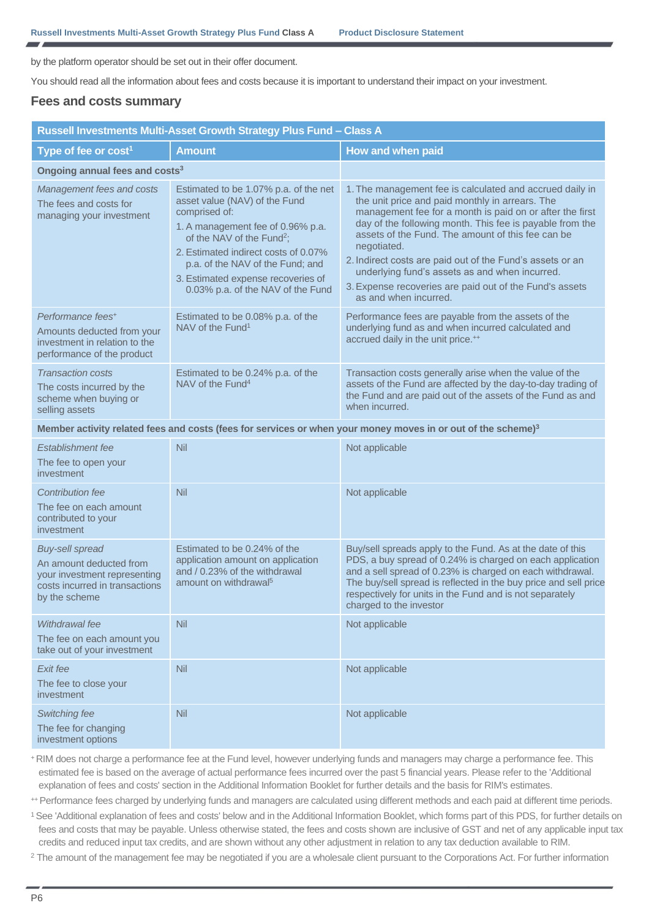by the platform operator should be set out in their offer document.

You should read all the information about fees and costs because it is important to understand their impact on your investment.

## Fees and costs summary

| Russell Investments Multi-Asset Growth Strategy Plus Fund – Class A | | |
|---|---|---|
| **Type of fee or cost[1]** | **Amount** | **How and when paid** |
| **Ongoing annual fees and costs[3]** | | |
| *Management fees and costs*<br>The fees and costs for managing your investment | Estimated to be 1.07% p.a. of the net asset value (NAV) of the Fund comprised of:<br>1. A management fee of 0.96% p.a. of the NAV of the Fund[2];<br>2. Estimated indirect costs of 0.07% p.a. of the NAV of the Fund; and<br>3. Estimated expense recoveries of 0.03% p.a. of the NAV of the Fund | 1. The management fee is calculated and accrued daily in the unit price and paid monthly in arrears. The management fee for a month is paid on or after the first day of the following month. This fee is payable from the assets of the Fund. The amount of this fee can be negotiated.<br>2. Indirect costs are paid out of the Fund's assets or an underlying fund's assets as and when incurred.<br>3. Expense recoveries are paid out of the Fund's assets as and when incurred. |
| *Performance fees[+]*<br>Amounts deducted from your investment in relation to the performance of the product | Estimated to be 0.08% p.a. of the NAV of the Fund[1] | Performance fees are payable from the assets of the underlying fund as and when incurred calculated and accrued daily in the unit price.[++] |
| *Transaction costs*<br>The costs incurred by the scheme when buying or selling assets | Estimated to be 0.24% p.a. of the NAV of the Fund[4] | Transaction costs generally arise when the value of the assets of the Fund are affected by the day-to-day trading of the Fund and are paid out of the assets of the Fund as and when incurred. |
| **Member activity related fees and costs (fees for services or when your money moves in or out of the scheme)[3]** | | |
| *Establishment fee*<br>The fee to open your investment | Nil | Not applicable |
| *Contribution fee*<br>The fee on each amount contributed to your investment | Nil | Not applicable |
| *Buy-sell spread*<br>An amount deducted from your investment representing costs incurred in transactions by the scheme | Estimated to be 0.24% of the application amount on application and / 0.23% of the withdrawal amount on withdrawal[5] | Buy/sell spreads apply to the Fund. As at the date of this PDS, a buy spread of 0.24% is charged on each application and a sell spread of 0.23% is charged on each withdrawal. The buy/sell spread is reflected in the buy price and sell price respectively for units in the Fund and is not separately charged to the investor |
| *Withdrawal fee*<br>The fee on each amount you take out of your investment | Nil | Not applicable |
| *Exit fee*<br>The fee to close your investment | Nil | Not applicable |
| *Switching fee*<br>The fee for changing investment options | Nil | Not applicable |

[+] RIM does not charge a performance fee at the Fund level, however underlying funds and managers may charge a performance fee. This estimated fee is based on the average of actual performance fees incurred over the past 5 financial years. Please refer to the 'Additional explanation of fees and costs' section in the Additional Information Booklet for further details and the basis for RIM's estimates.

[++] Performance fees charged by underlying funds and managers are calculated using different methods and each paid at different time periods.

[1] See 'Additional explanation of fees and costs' below and in the Additional Information Booklet, which forms part of this PDS, for further details on fees and costs that may be payable. Unless otherwise stated, the fees and costs shown are inclusive of GST and net of any applicable input tax credits and reduced input tax credits, and are shown without any other adjustment in relation to any tax deduction available to RIM.

[2] The amount of the management fee may be negotiated if you are a wholesale client pursuant to the Corporations Act. For further information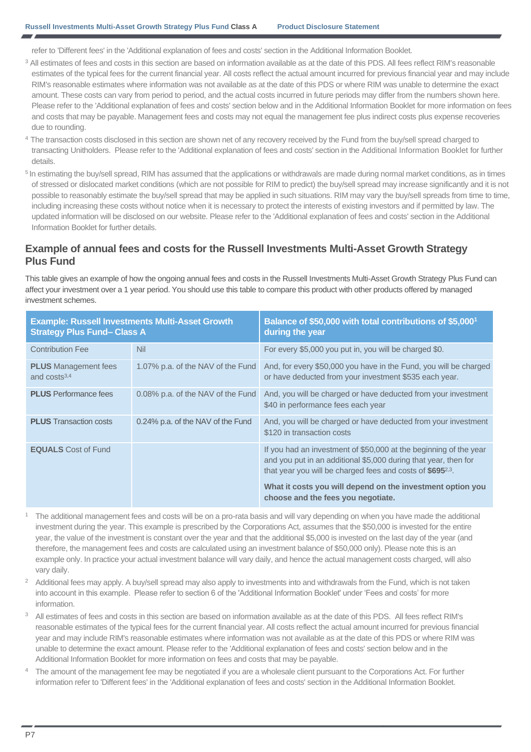refer to 'Different fees' in the 'Additional explanation of fees and costs' section in the Additional Information Booklet.

[3] All estimates of fees and costs in this section are based on information available as at the date of this PDS. All fees reflect RIM's reasonable estimates of the typical fees for the current financial year. All costs reflect the actual amount incurred for previous financial year and may include RIM's reasonable estimates where information was not available as at the date of this PDS or where RIM was unable to determine the exact amount. These costs can vary from period to period, and the actual costs incurred in future periods may differ from the numbers shown here. Please refer to the 'Additional explanation of fees and costs' section below and in the Additional Information Booklet for more information on fees and costs that may be payable. Management fees and costs may not equal the management fee plus indirect costs plus expense recoveries due to rounding.

[4] The transaction costs disclosed in this section are shown net of any recovery received by the Fund from the buy/sell spread charged to transacting Unitholders. Please refer to the 'Additional explanation of fees and costs' section in the Additional Information Booklet for further details.

[5] In estimating the buy/sell spread, RIM has assumed that the applications or withdrawals are made during normal market conditions, as in times of stressed or dislocated market conditions (which are not possible for RIM to predict) the buy/sell spread may increase significantly and it is not possible to reasonably estimate the buy/sell spread that may be applied in such situations. RIM may vary the buy/sell spreads from time to time, including increasing these costs without notice when it is necessary to protect the interests of existing investors and if permitted by law. The updated information will be disclosed on our website. Please refer to the 'Additional explanation of fees and costs' section in the Additional Information Booklet for further details.

## Example of annual fees and costs for the Russell Investments Multi-Asset Growth Strategy Plus Fund

This table gives an example of how the ongoing annual fees and costs in the Russell Investments Multi-Asset Growth Strategy Plus Fund can affect your investment over a 1 year period. You should use this table to compare this product with other products offered by managed investment schemes.

| Example: Russell Investments Multi-Asset Growth Strategy Plus Fund– Class A | | Balance of $50,000 with total contributions of $5,000[1] during the year |
|---|---|---|
| Contribution Fee | Nil | For every $5,000 you put in, you will be charged $0. |
| **PLUS** Management fees and costs[3,4] | 1.07% p.a. of the NAV of the Fund | And, for every $50,000 you have in the Fund, you will be charged or have deducted from your investment $535 each year. |
| **PLUS** Performance fees | 0.08% p.a. of the NAV of the Fund | And, you will be charged or have deducted from your investment $40 in performance fees each year |
| **PLUS** Transaction costs | 0.24% p.a. of the NAV of the Fund | And, you will be charged or have deducted from your investment $120 in transaction costs |
| **EQUALS** Cost of Fund | | If you had an investment of $50,000 at the beginning of the year and you put in an additional $5,000 during that year, then for that year you will be charged fees and costs of **$695**[2,3]. **What it costs you will depend on the investment option you choose and the fees you negotiate.** |

1. The additional management fees and costs will be on a pro-rata basis and will vary depending on when you have made the additional investment during the year. This example is prescribed by the Corporations Act, assumes that the $50,000 is invested for the entire year, the value of the investment is constant over the year and that the additional $5,000 is invested on the last day of the year (and therefore, the management fees and costs are calculated using an investment balance of $50,000 only). Please note this is an example only. In practice your actual investment balance will vary daily, and hence the actual management costs charged, will also vary daily.
2. Additional fees may apply. A buy/sell spread may also apply to investments into and withdrawals from the Fund, which is not taken into account in this example. Please refer to section 6 of the 'Additional Information Booklet' under 'Fees and costs' for more information.
3. All estimates of fees and costs in this section are based on information available as at the date of this PDS. All fees reflect RIM's reasonable estimates of the typical fees for the current financial year. All costs reflect the actual amount incurred for previous financial year and may include RIM's reasonable estimates where information was not available as at the date of this PDS or where RIM was unable to determine the exact amount. Please refer to the 'Additional explanation of fees and costs' section below and in the Additional Information Booklet for more information on fees and costs that may be payable.
4. The amount of the management fee may be negotiated if you are a wholesale client pursuant to the Corporations Act. For further information refer to 'Different fees' in the 'Additional explanation of fees and costs' section in the Additional Information Booklet.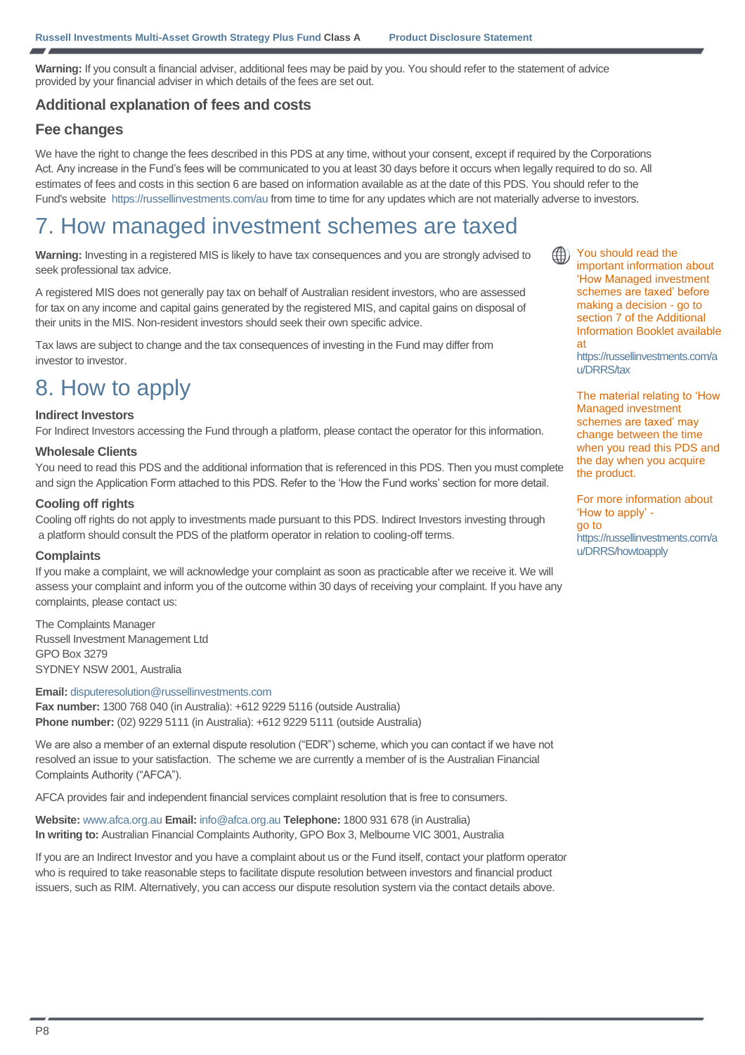**Warning:** If you consult a financial adviser, additional fees may be paid by you. You should refer to the statement of advice provided by your financial adviser in which details of the fees are set out.

### Additional explanation of fees and costs

### Fee changes

We have the right to change the fees described in this PDS at any time, without your consent, except if required by the Corporations Act. Any increase in the Fund's fees will be communicated to you at least 30 days before it occurs when legally required to do so. All estimates of fees and costs in this section 6 are based on information available as at the date of this PDS. You should refer to the Fund's website https://russellinvestments.com/au from time to time for any updates which are not materially adverse to investors.

# 7. How managed investment schemes are taxed

**Warning:** Investing in a registered MIS is likely to have tax consequences and you are strongly advised to seek professional tax advice.

A registered MIS does not generally pay tax on behalf of Australian resident investors, who are assessed for tax on any income and capital gains generated by the registered MIS, and capital gains on disposal of their units in the MIS. Non-resident investors should seek their own specific advice.

Tax laws are subject to change and the tax consequences of investing in the Fund may differ from investor to investor.

You should read the important information about 'How Managed investment schemes are taxed' before making a decision - go to section 7 of the Additional Information Booklet available at https://russellinvestments.com/au/DRRS/tax

The material relating to 'How Managed investment schemes are taxed' may change between the time when you read this PDS and the day when you acquire the product.

# 8. How to apply

### Indirect Investors

For Indirect Investors accessing the Fund through a platform, please contact the operator for this information.

### Wholesale Clients

You need to read this PDS and the additional information that is referenced in this PDS. Then you must complete and sign the Application Form attached to this PDS. Refer to the 'How the Fund works' section for more detail.

### Cooling off rights

Cooling off rights do not apply to investments made pursuant to this PDS. Indirect Investors investing through a platform should consult the PDS of the platform operator in relation to cooling-off terms.

### Complaints

If you make a complaint, we will acknowledge your complaint as soon as practicable after we receive it. We will assess your complaint and inform you of the outcome within 30 days of receiving your complaint. If you have any complaints, please contact us:

The Complaints Manager
Russell Investment Management Ltd
GPO Box 3279
SYDNEY NSW 2001, Australia

**Email:** disputeresolution@russellinvestments.com
**Fax number:** 1300 768 040 (in Australia): +612 9229 5116 (outside Australia)
**Phone number:** (02) 9229 5111 (in Australia): +612 9229 5111 (outside Australia)

We are also a member of an external dispute resolution ("EDR") scheme, which you can contact if we have not resolved an issue to your satisfaction. The scheme we are currently a member of is the Australian Financial Complaints Authority ("AFCA").

AFCA provides fair and independent financial services complaint resolution that is free to consumers.

**Website:** www.afca.org.au **Email:** info@afca.org.au **Telephone:** 1800 931 678 (in Australia)
**In writing to:** Australian Financial Complaints Authority, GPO Box 3, Melbourne VIC 3001, Australia

If you are an Indirect Investor and you have a complaint about us or the Fund itself, contact your platform operator who is required to take reasonable steps to facilitate dispute resolution between investors and financial product issuers, such as RIM. Alternatively, you can access our dispute resolution system via the contact details above.

For more information about 'How to apply' - go to https://russellinvestments.com/au/DRRS/howtoapply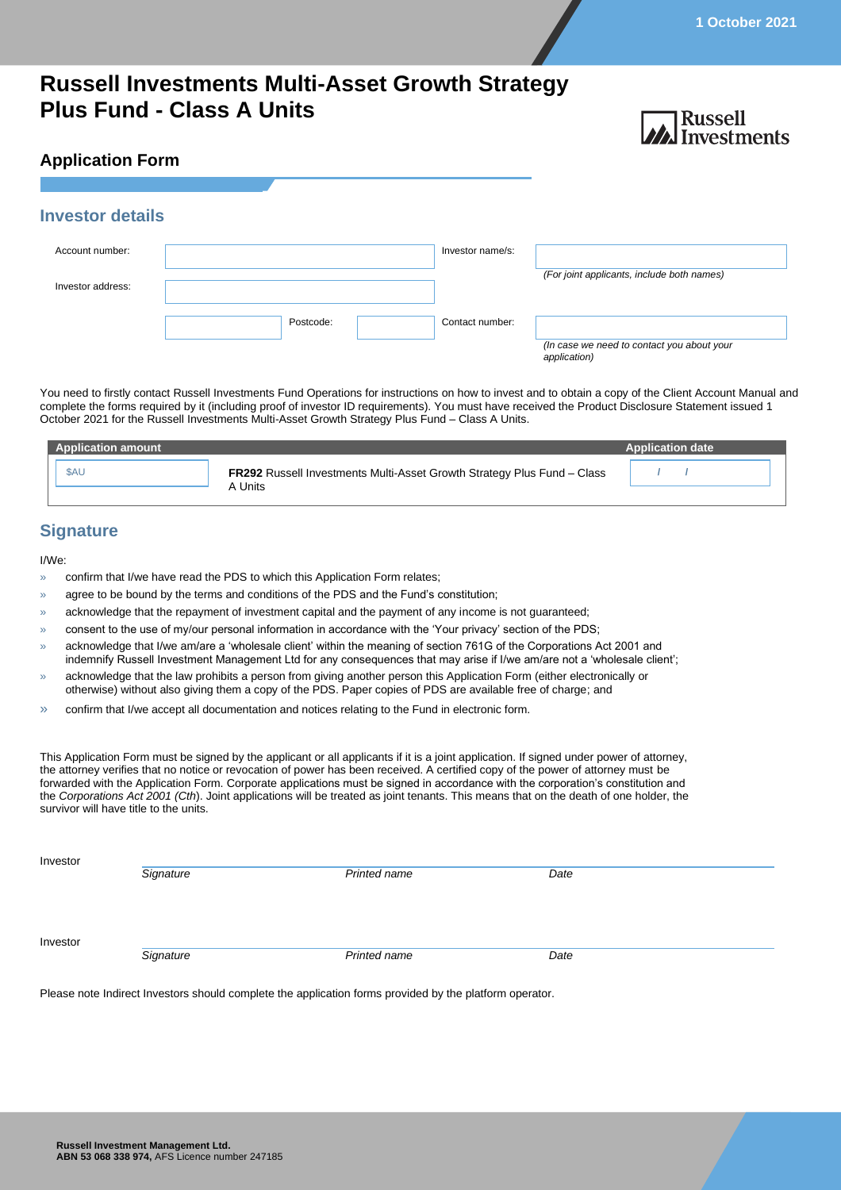# Russell Investments Multi-Asset Growth Strategy Plus Fund - Class A Units

## Application Form

## Investor details

| | | | |
|---|---|---|---|
| Account number: | | Investor name/s: | |
| | | | *(For joint applicants, include both names)* |
| Investor address: | | | |
| | Postcode: | Contact number: | |
| | | | *(In case we need to contact you about your application)* |

You need to firstly contact Russell Investments Fund Operations for instructions on how to invest and to obtain a copy of the Client Account Manual and complete the forms required by it (including proof of investor ID requirements). You must have received the Product Disclosure Statement issued 1 October 2021 for the Russell Investments Multi-Asset Growth Strategy Plus Fund – Class A Units.

| Application amount | | Application date |
|---|---|---|
| $AU | **FR292** Russell Investments Multi-Asset Growth Strategy Plus Fund – Class A Units | / / |

## Signature

I/We:

- confirm that I/we have read the PDS to which this Application Form relates;
- agree to be bound by the terms and conditions of the PDS and the Fund's constitution;
- acknowledge that the repayment of investment capital and the payment of any income is not guaranteed;
- consent to the use of my/our personal information in accordance with the 'Your privacy' section of the PDS;
- acknowledge that I/we am/are a 'wholesale client' within the meaning of section 761G of the Corporations Act 2001 and indemnify Russell Investment Management Ltd for any consequences that may arise if I/we am/are not a 'wholesale client';
- acknowledge that the law prohibits a person from giving another person this Application Form (either electronically or otherwise) without also giving them a copy of the PDS. Paper copies of PDS are available free of charge; and
- confirm that I/we accept all documentation and notices relating to the Fund in electronic form.

This Application Form must be signed by the applicant or all applicants if it is a joint application. If signed under power of attorney, the attorney verifies that no notice or revocation of power has been received. A certified copy of the power of attorney must be forwarded with the Application Form. Corporate applications must be signed in accordance with the corporation's constitution and the *Corporations Act 2001 (Cth)*. Joint applications will be treated as joint tenants. This means that on the death of one holder, the survivor will have title to the units.

| | | | |
|---|---|---|---|
| Investor | *Signature* | *Printed name* | *Date* |
| Investor | *Signature* | *Printed name* | *Date* |

Please note Indirect Investors should complete the application forms provided by the platform operator.

**Russell Investment Management Ltd.**
**ABN 53 068 338 974,** AFS Licence number 247185